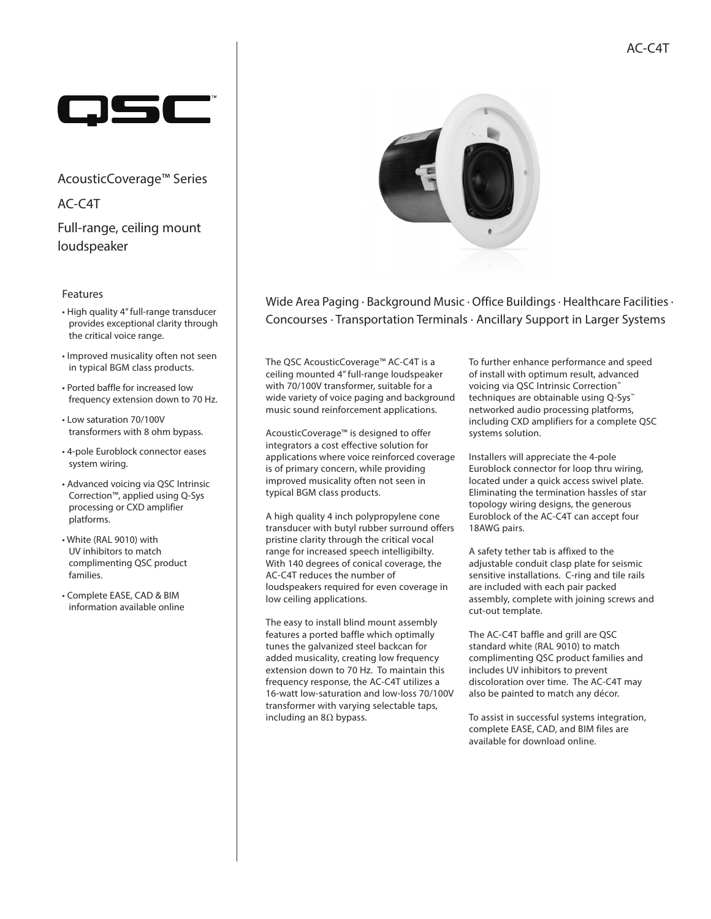AC-C4T

# QSC

## AcousticCoverage™ Series

## AC-C4T

## Full-range, ceiling mount loudspeaker

### Features

- High quality 4" full-range transducer provides exceptional clarity through the critical voice range.
- Improved musicality often not seen in typical BGM class products.
- Ported baffle for increased low frequency extension down to 70 Hz.
- Low saturation 70/100V transformers with 8 ohm bypass.
- 4-pole Euroblock connector eases system wiring.
- Advanced voicing via QSC Intrinsic Correction™, applied using Q-Sys processing or CXD amplifier platforms.
- White (RAL 9010) with UV inhibitors to match complimenting QSC product families.
- Complete EASE, CAD & BIM information available online

Wide Area Paging · Background Music · Office Buildings · Healthcare Facilities · Concourses · Transportation Terminals · Ancillary Support in Larger Systems

The QSC AcousticCoverage™ AC-C4T is a ceiling mounted 4" full-range loudspeaker with 70/100V transformer, suitable for a wide variety of voice paging and background music sound reinforcement applications.

AcousticCoverage™ is designed to offer integrators a cost effective solution for applications where voice reinforced coverage is of primary concern, while providing improved musicality often not seen in typical BGM class products.

A high quality 4 inch polypropylene cone transducer with butyl rubber surround offers pristine clarity through the critical vocal range for increased speech intelligibilty. With 140 degrees of conical coverage, the AC-C4T reduces the number of loudspeakers required for even coverage in low ceiling applications.

The easy to install blind mount assembly features a ported baffle which optimally tunes the galvanized steel backcan for added musicality, creating low frequency extension down to 70 Hz. To maintain this frequency response, the AC-C4T utilizes a 16-watt low-saturation and low-loss 70/100V transformer with varying selectable taps, including an 8Ω bypass.

To further enhance performance and speed of install with optimum result, advanced voicing via QSC Intrinsic Correction™ techniques are obtainable using Q-Sys™ networked audio processing platforms, including CXD amplifiers for a complete QSC systems solution.

Installers will appreciate the 4-pole Euroblock connector for loop thru wiring, located under a quick access swivel plate. Eliminating the termination hassles of star topology wiring designs, the generous Euroblock of the AC-C4T can accept four 18AWG pairs.

A safety tether tab is affixed to the adjustable conduit clasp plate for seismic sensitive installations. C-ring and tile rails are included with each pair packed assembly, complete with joining screws and cut-out template.

The AC-C4T baffle and grill are QSC standard white (RAL 9010) to match complimenting QSC product families and includes UV inhibitors to prevent discoloration over time. The AC-C4T may also be painted to match any décor.

To assist in successful systems integration, complete EASE, CAD, and BIM files are available for download online.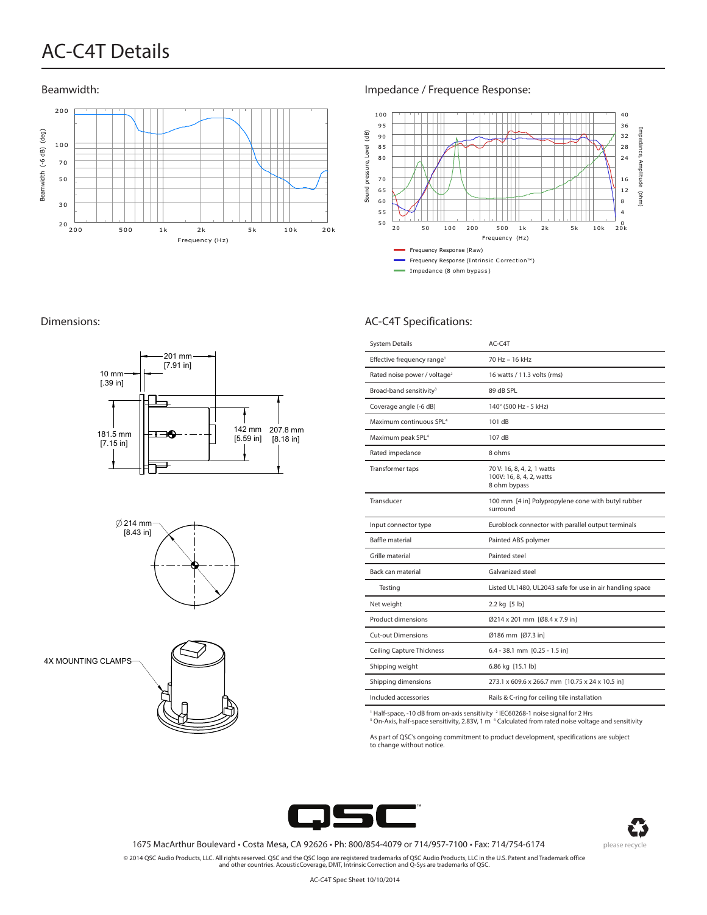# AC-C4T Details

## Beamwidth:

Beamwidth (-6 dB) (deg)

200
100
70
50
30
20

200 500 1k 2k 5k 10k 20k

Frequency (Hz)

## Impedance / Frequence Response:

Sound pressure, Level (dB)

100
95
90
85
80
70
65
60
55
50

Impedance, Amplitude (ohm)

40
36
32
28
24
16
12
8
4
0

20 50 100 200 500 1k 2k 5k 10k 20k

Frequency (Hz)

Frequency Response (Raw)

Frequency Response (Intrinsic Correction™)

Impedance (8 ohm bypass)

## Dimensions:

201 mm
[7.91 in]

10 mm
[.39 in]

181.5 mm
[7.15 in]

142 mm
[5.59 in]

207.8 mm
[8.18 in]

∅ 214 mm
[8.43 in]

4X MOUNTING CLAMPS

## AC-C4T Specifications:

| System Details | AC-C4T |
|---|---|
| Effective frequency range[1] | 70 Hz – 16 kHz |
| Rated noise power / voltage[2] | 16 watts / 11.3 volts (rms) |
| Broad-band sensitivity[3] | 89 dB SPL |
| Coverage angle (-6 dB) | 140° (500 Hz - 5 kHz) |
| Maximum continuous SPL[4] | 101 dB |
| Maximum peak SPL[4] | 107 dB |
| Rated impedance | 8 ohms |
| Transformer taps | 70 V: 16, 8, 4, 2, 1 watts<br>100V: 16, 8, 4, 2, watts<br>8 ohm bypass |
| Transducer | 100 mm [4 in] Polypropylene cone with butyl rubber surround |
| Input connector type | Euroblock connector with parallel output terminals |
| Baffle material | Painted ABS polymer |
| Grille material | Painted steel |
| Back can material | Galvanized steel |
| Testing | Listed UL1480, UL2043 safe for use in air handling space |
| Net weight | 2.2 kg [5 lb] |
| Product dimensions | Ø214 x 201 mm [Ø8.4 x 7.9 in] |
| Cut-out Dimensions | Ø186 mm [Ø7.3 in] |
| Ceiling Capture Thickness | 6.4 - 38.1 mm [0.25 - 1.5 in] |
| Shipping weight | 6.86 kg [15.1 lb] |
| Shipping dimensions | 273.1 x 609.6 x 266.7 mm [10.75 x 24 x 10.5 in] |
| Included accessories | Rails & C-ring for ceiling tile installation |

[1] Half-space, -10 dB from on-axis sensitivity [2] IEC60268-1 noise signal for 2 Hrs
[3] On-Axis, half-space sensitivity, 2.83V, 1 m [4] Calculated from rated noise voltage and sensitivity

As part of QSC's ongoing commitment to product development, specifications are subject to change without notice.

1675 MacArthur Boulevard • Costa Mesa, CA 92626 • Ph: 800/854-4079 or 714/957-7100 • Fax: 714/754-6174

please recycle

© 2014 QSC Audio Products, LLC. All rights reserved. QSC and the QSC logo are registered trademarks of QSC Audio Products, LLC in the U.S. Patent and Trademark office and other countries. AcousticCoverage, DMT, Intrinsic Correction and Q-Sys are trademarks of QSC.

AC-C4T Spec Sheet 10/10/2014